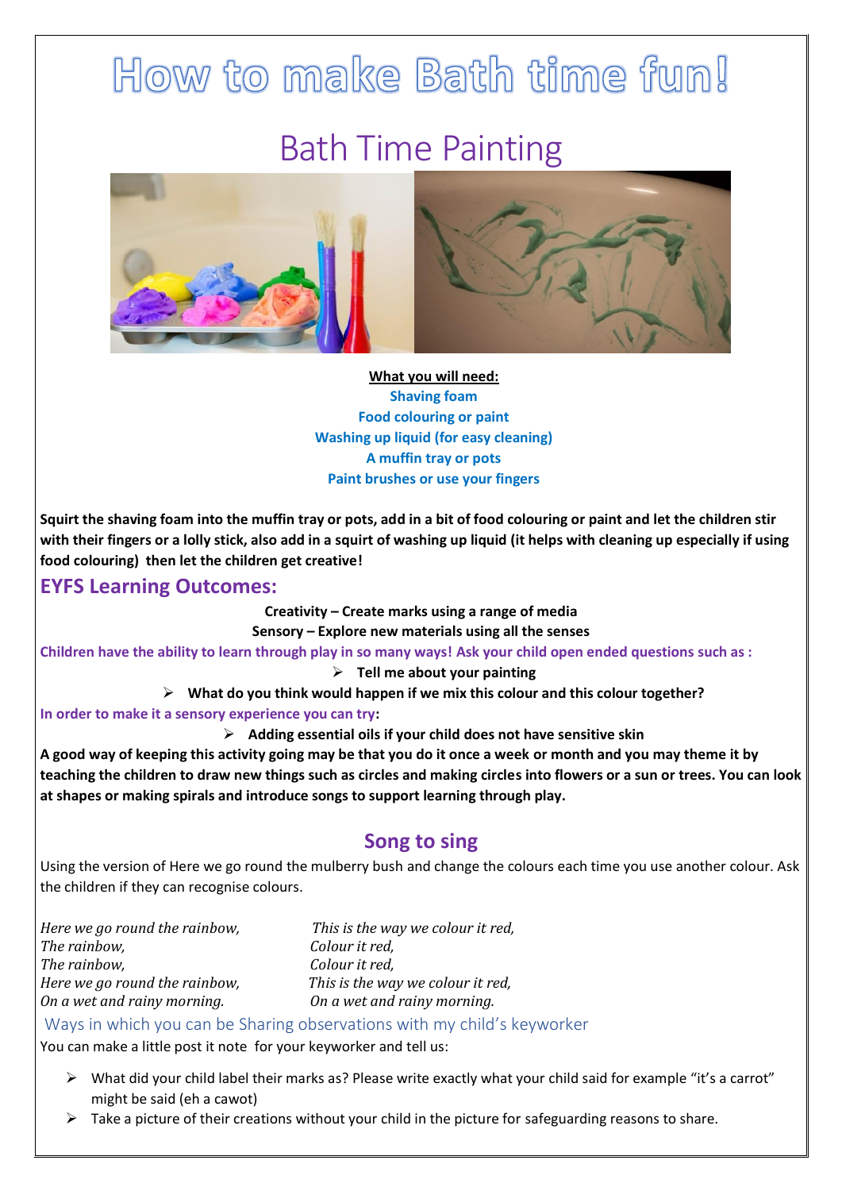# How to make Bath time fun!

## Bath Time Painting

**What you will need:**

**Shaving foam**
**Food colouring or paint**
**Washing up liquid (for easy cleaning)**
**A muffin tray or pots**
**Paint brushes or use your fingers**

**Squirt the shaving foam into the muffin tray or pots, add in a bit of food colouring or paint and let the children stir with their fingers or a lolly stick, also add in a squirt of washing up liquid (it helps with cleaning up especially if using food colouring) then let the children get creative!**

### EYFS Learning Outcomes:

**Creativity – Create marks using a range of media**
**Sensory – Explore new materials using all the senses**

**Children have the ability to learn through play in so many ways! Ask your child open ended questions such as :**

- **Tell me about your painting**
- **What do you think would happen if we mix this colour and this colour together?**

**In order to make it a sensory experience you can try:**

- **Adding essential oils if your child does not have sensitive skin**

**A good way of keeping this activity going may be that you do it once a week or month and you may theme it by teaching the children to draw new things such as circles and making circles into flowers or a sun or trees. You can look at shapes or making spirals and introduce songs to support learning through play.**

### Song to sing

Using the version of Here we go round the mulberry bush and change the colours each time you use another colour. Ask the children if they can recognise colours.

*Here we go round the rainbow,*
*The rainbow,*
*The rainbow,*
*Here we go round the rainbow,*
*On a wet and rainy morning.*

*This is the way we colour it red,*
*Colour it red,*
*Colour it red,*
*This is the way we colour it red,*
*On a wet and rainy morning.*

Ways in which you can be Sharing observations with my child's keyworker

You can make a little post it note for your keyworker and tell us:

- What did your child label their marks as? Please write exactly what your child said for example "it's a carrot" might be said (eh a cawot)
- Take a picture of their creations without your child in the picture for safeguarding reasons to share.